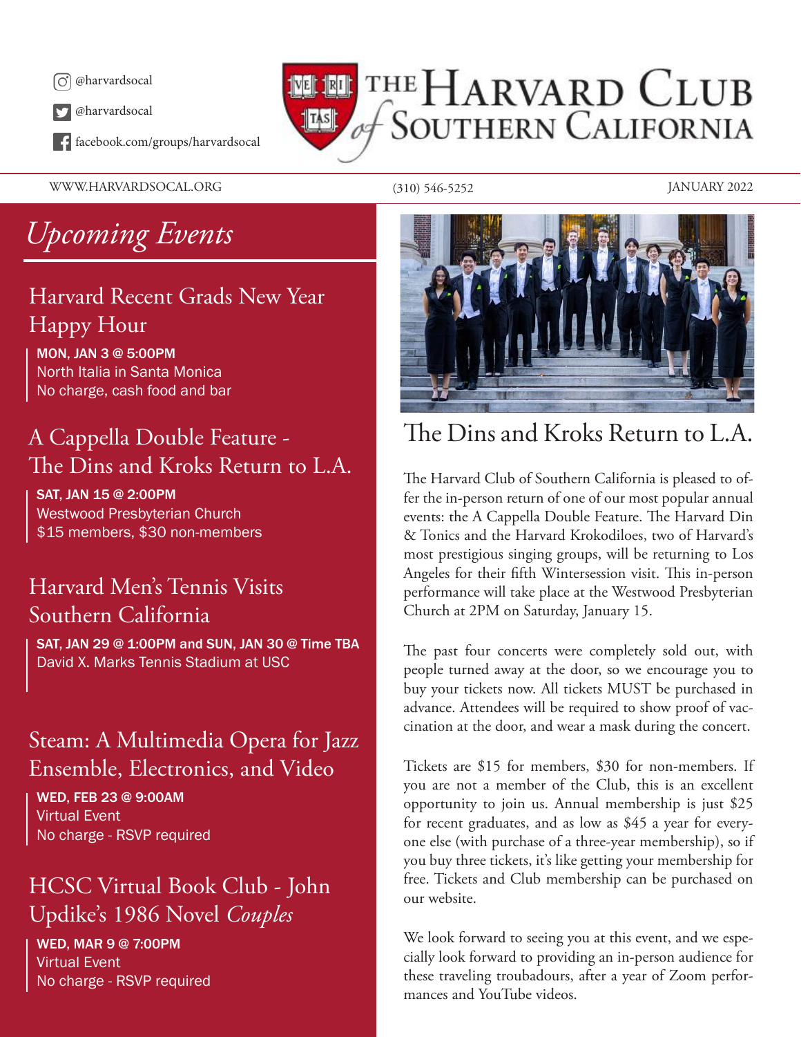@harvardsocal

@harvardsocal

facebook.com/groups/harvardsocal

# The Harvard Club of Southern California

WWW.HARVARDSOCAL.ORG (310) 546-5252 JANUARY 2022

## *Upcoming Events*

### Harvard Recent Grads New Year Happy Hour

**MON, JAN 3 @ 5:00PM**
North Italia in Santa Monica
No charge, cash food and bar

### A Cappella Double Feature - The Dins and Kroks Return to L.A.

**SAT, JAN 15 @ 2:00PM**
Westwood Presbyterian Church
$15 members, $30 non-members

### Harvard Men's Tennis Visits Southern California

**SAT, JAN 29 @ 1:00PM and SUN, JAN 30 @ Time TBA**
David X. Marks Tennis Stadium at USC

### Steam: A Multimedia Opera for Jazz Ensemble, Electronics, and Video

**WED, FEB 23 @ 9:00AM**
Virtual Event
No charge - RSVP required

### HCSC Virtual Book Club - John Updike's 1986 Novel *Couples*

**WED, MAR 9 @ 7:00PM**
Virtual Event
No charge - RSVP required

## The Dins and Kroks Return to L.A.

The Harvard Club of Southern California is pleased to offer the in-person return of one of our most popular annual events: the A Cappella Double Feature. The Harvard Din & Tonics and the Harvard Krokodiloes, two of Harvard's most prestigious singing groups, will be returning to Los Angeles for their fifth Wintersession visit. This in-person performance will take place at the Westwood Presbyterian Church at 2PM on Saturday, January 15.

The past four concerts were completely sold out, with people turned away at the door, so we encourage you to buy your tickets now. All tickets MUST be purchased in advance. Attendees will be required to show proof of vaccination at the door, and wear a mask during the concert.

Tickets are $15 for members, $30 for non-members. If you are not a member of the Club, this is an excellent opportunity to join us. Annual membership is just $25 for recent graduates, and as low as $45 a year for everyone else (with purchase of a three-year membership), so if you buy three tickets, it's like getting your membership for free. Tickets and Club membership can be purchased on our website.

We look forward to seeing you at this event, and we especially look forward to providing an in-person audience for these traveling troubadours, after a year of Zoom performances and YouTube videos.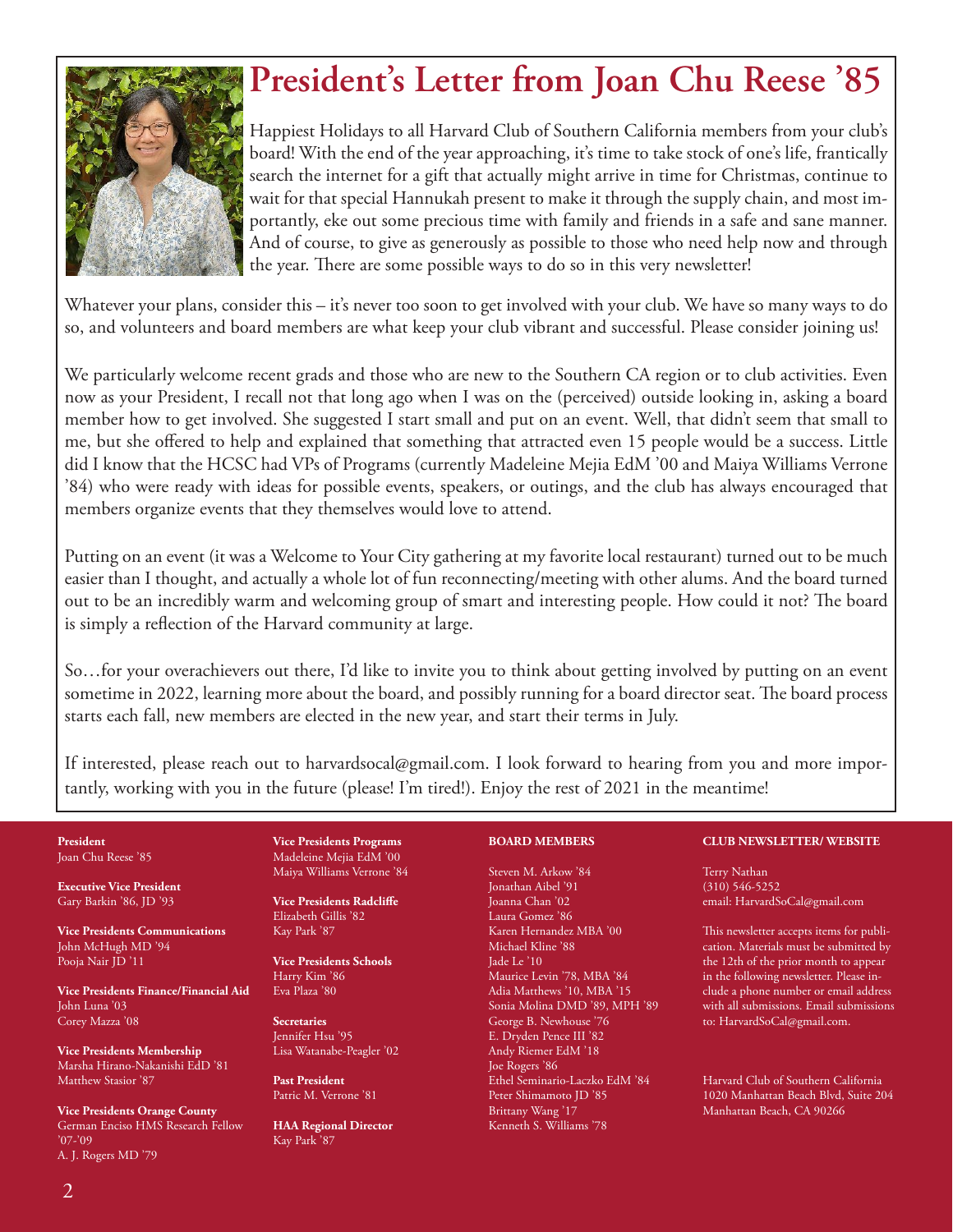# President's Letter from Joan Chu Reese '85

Happiest Holidays to all Harvard Club of Southern California members from your club's board! With the end of the year approaching, it's time to take stock of one's life, frantically search the internet for a gift that actually might arrive in time for Christmas, continue to wait for that special Hannukah present to make it through the supply chain, and most importantly, eke out some precious time with family and friends in a safe and sane manner. And of course, to give as generously as possible to those who need help now and through the year. There are some possible ways to do so in this very newsletter!

Whatever your plans, consider this – it's never too soon to get involved with your club. We have so many ways to do so, and volunteers and board members are what keep your club vibrant and successful. Please consider joining us!

We particularly welcome recent grads and those who are new to the Southern CA region or to club activities. Even now as your President, I recall not that long ago when I was on the (perceived) outside looking in, asking a board member how to get involved. She suggested I start small and put on an event. Well, that didn't seem that small to me, but she offered to help and explained that something that attracted even 15 people would be a success. Little did I know that the HCSC had VPs of Programs (currently Madeleine Mejia EdM '00 and Maiya Williams Verrone '84) who were ready with ideas for possible events, speakers, or outings, and the club has always encouraged that members organize events that they themselves would love to attend.

Putting on an event (it was a Welcome to Your City gathering at my favorite local restaurant) turned out to be much easier than I thought, and actually a whole lot of fun reconnecting/meeting with other alums. And the board turned out to be an incredibly warm and welcoming group of smart and interesting people. How could it not? The board is simply a reflection of the Harvard community at large.

So…for your overachievers out there, I'd like to invite you to think about getting involved by putting on an event sometime in 2022, learning more about the board, and possibly running for a board director seat. The board process starts each fall, new members are elected in the new year, and start their terms in July.

If interested, please reach out to harvardsocal@gmail.com. I look forward to hearing from you and more importantly, working with you in the future (please! I'm tired!). Enjoy the rest of 2021 in the meantime!

**President**
Joan Chu Reese '85

**Executive Vice President**
Gary Barkin '86, JD '93

**Vice Presidents Communications**
John McHugh MD '94
Pooja Nair JD '11

**Vice Presidents Finance/Financial Aid**
John Luna '03
Corey Mazza '08

**Vice Presidents Membership**
Marsha Hirano-Nakanishi EdD '81
Matthew Stasior '87

**Vice Presidents Orange County**
German Enciso HMS Research Fellow '07-'09
A. J. Rogers MD '79

**Vice Presidents Programs**
Madeleine Mejia EdM '00
Maiya Williams Verrone '84

**Vice Presidents Radcliffe**
Elizabeth Gillis '82
Kay Park '87

**Vice Presidents Schools**
Harry Kim '86
Eva Plaza '80

**Secretaries**
Jennifer Hsu '95
Lisa Watanabe-Peagler '02

**Past President**
Patric M. Verrone '81

**HAA Regional Director**
Kay Park '87

**BOARD MEMBERS**

Steven M. Arkow '84
Jonathan Aibel '91
Joanna Chan '02
Laura Gomez '86
Karen Hernandez MBA '00
Michael Kline '88
Jade Le '10
Maurice Levin '78, MBA '84
Adia Matthews '10, MBA '15
Sonia Molina DMD '89, MPH '89
George B. Newhouse '76
E. Dryden Pence III '82
Andy Riemer EdM '18
Joe Rogers '86
Ethel Seminario-Laczko EdM '84
Peter Shimamoto JD '85
Brittany Wang '17
Kenneth S. Williams '78

**CLUB NEWSLETTER/ WEBSITE**

Terry Nathan
(310) 546-5252
email: HarvardSoCal@gmail.com

This newsletter accepts items for publication. Materials must be submitted by the 12th of the prior month to appear in the following newsletter. Please include a phone number or email address with all submissions. Email submissions to: HarvardSoCal@gmail.com.

Harvard Club of Southern California
1020 Manhattan Beach Blvd, Suite 204
Manhattan Beach, CA 90266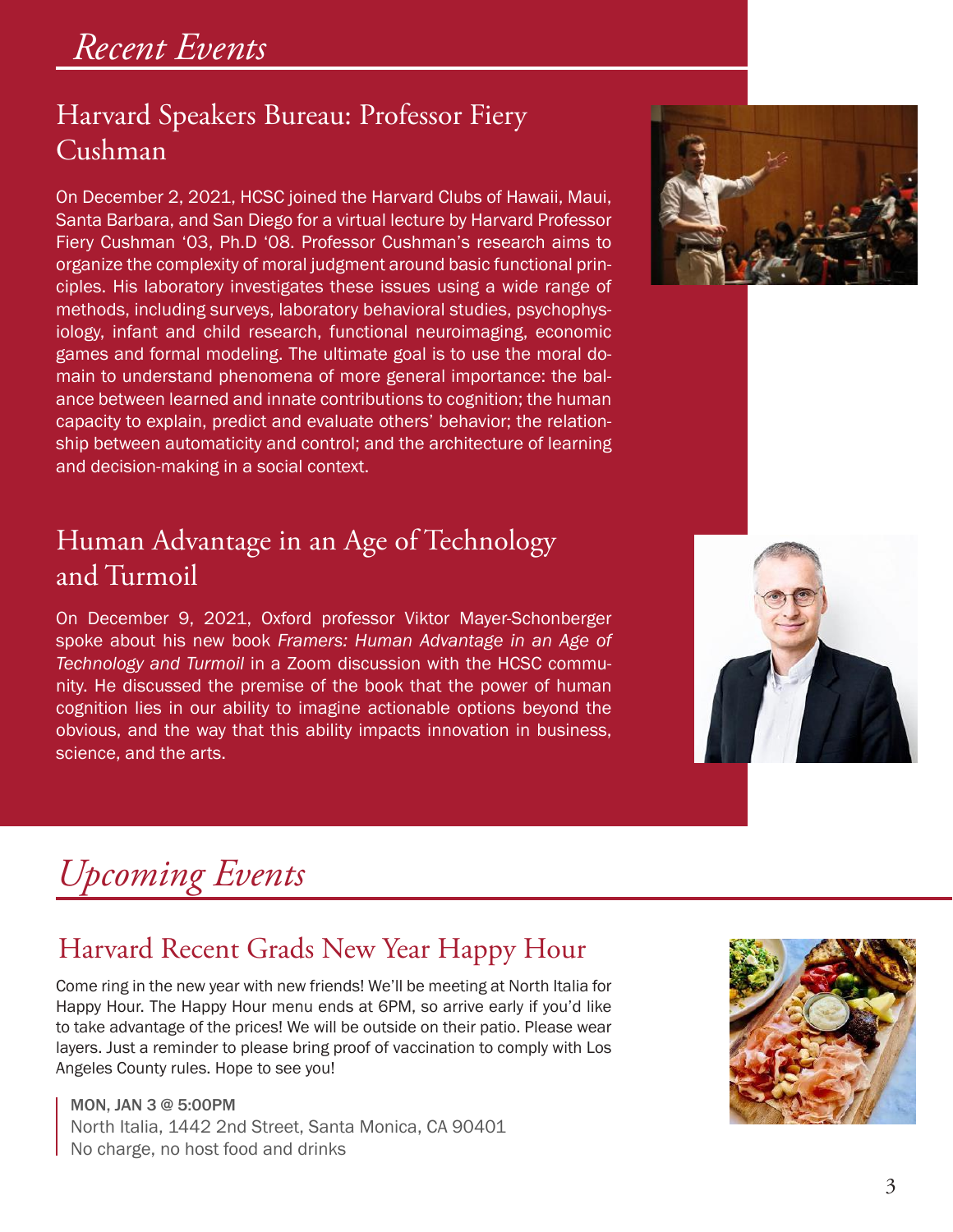# *Recent Events*

## Harvard Speakers Bureau: Professor Fiery Cushman

On December 2, 2021, HCSC joined the Harvard Clubs of Hawaii, Maui, Santa Barbara, and San Diego for a virtual lecture by Harvard Professor Fiery Cushman '03, Ph.D '08. Professor Cushman's research aims to organize the complexity of moral judgment around basic functional principles. His laboratory investigates these issues using a wide range of methods, including surveys, laboratory behavioral studies, psychophysiology, infant and child research, functional neuroimaging, economic games and formal modeling. The ultimate goal is to use the moral domain to understand phenomena of more general importance: the balance between learned and innate contributions to cognition; the human capacity to explain, predict and evaluate others' behavior; the relationship between automaticity and control; and the architecture of learning and decision-making in a social context.

## Human Advantage in an Age of Technology and Turmoil

On December 9, 2021, Oxford professor Viktor Mayer-Schonberger spoke about his new book *Framers: Human Advantage in an Age of Technology and Turmoil* in a Zoom discussion with the HCSC community. He discussed the premise of the book that the power of human cognition lies in our ability to imagine actionable options beyond the obvious, and the way that this ability impacts innovation in business, science, and the arts.

# *Upcoming Events*

## Harvard Recent Grads New Year Happy Hour

Come ring in the new year with new friends! We'll be meeting at North Italia for Happy Hour. The Happy Hour menu ends at 6PM, so arrive early if you'd like to take advantage of the prices! We will be outside on their patio. Please wear layers. Just a reminder to please bring proof of vaccination to comply with Los Angeles County rules. Hope to see you!

MON, JAN 3 @ 5:00PM
North Italia, 1442 2nd Street, Santa Monica, CA 90401
No charge, no host food and drinks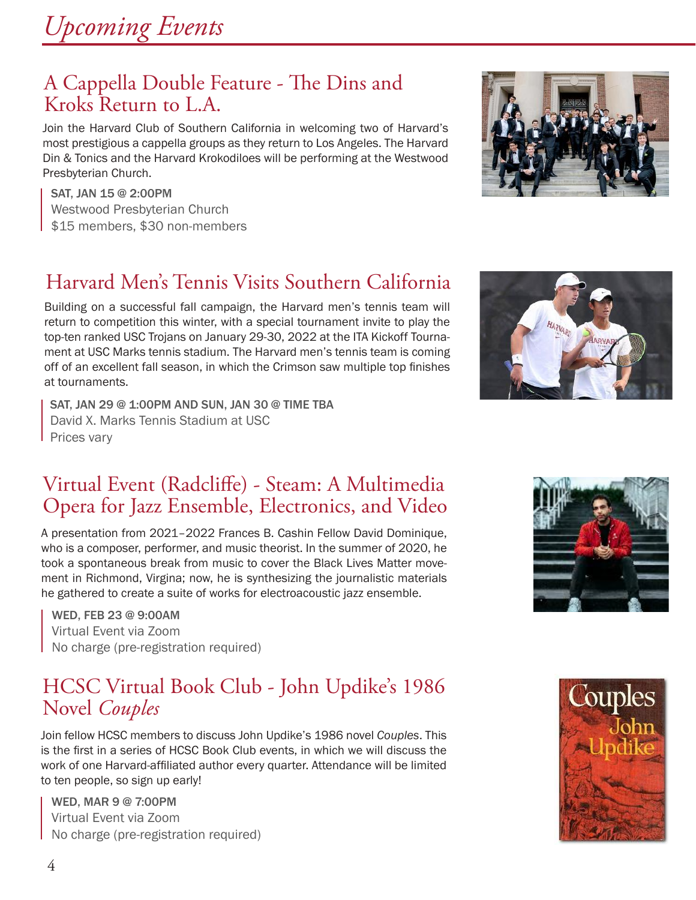# *Upcoming Events*

## A Cappella Double Feature - The Dins and Kroks Return to L.A.

Join the Harvard Club of Southern California in welcoming two of Harvard's most prestigious a cappella groups as they return to Los Angeles. The Harvard Din & Tonics and the Harvard Krokodiloes will be performing at the Westwood Presbyterian Church.

SAT, JAN 15 @ 2:00PM
Westwood Presbyterian Church
$15 members, $30 non-members

## Harvard Men's Tennis Visits Southern California

Building on a successful fall campaign, the Harvard men's tennis team will return to competition this winter, with a special tournament invite to play the top-ten ranked USC Trojans on January 29-30, 2022 at the ITA Kickoff Tournament at USC Marks tennis stadium. The Harvard men's tennis team is coming off of an excellent fall season, in which the Crimson saw multiple top finishes at tournaments.

SAT, JAN 29 @ 1:00PM AND SUN, JAN 30 @ TIME TBA
David X. Marks Tennis Stadium at USC
Prices vary

## Virtual Event (Radcliffe) - Steam: A Multimedia Opera for Jazz Ensemble, Electronics, and Video

A presentation from 2021–2022 Frances B. Cashin Fellow David Dominique, who is a composer, performer, and music theorist. In the summer of 2020, he took a spontaneous break from music to cover the Black Lives Matter movement in Richmond, Virgina; now, he is synthesizing the journalistic materials he gathered to create a suite of works for electroacoustic jazz ensemble.

WED, FEB 23 @ 9:00AM
Virtual Event via Zoom
No charge (pre-registration required)

## HCSC Virtual Book Club - John Updike's 1986 Novel *Couples*

Join fellow HCSC members to discuss John Updike's 1986 novel *Couples*. This is the first in a series of HCSC Book Club events, in which we will discuss the work of one Harvard-affiliated author every quarter. Attendance will be limited to ten people, so sign up early!

WED, MAR 9 @ 7:00PM
Virtual Event via Zoom
No charge (pre-registration required)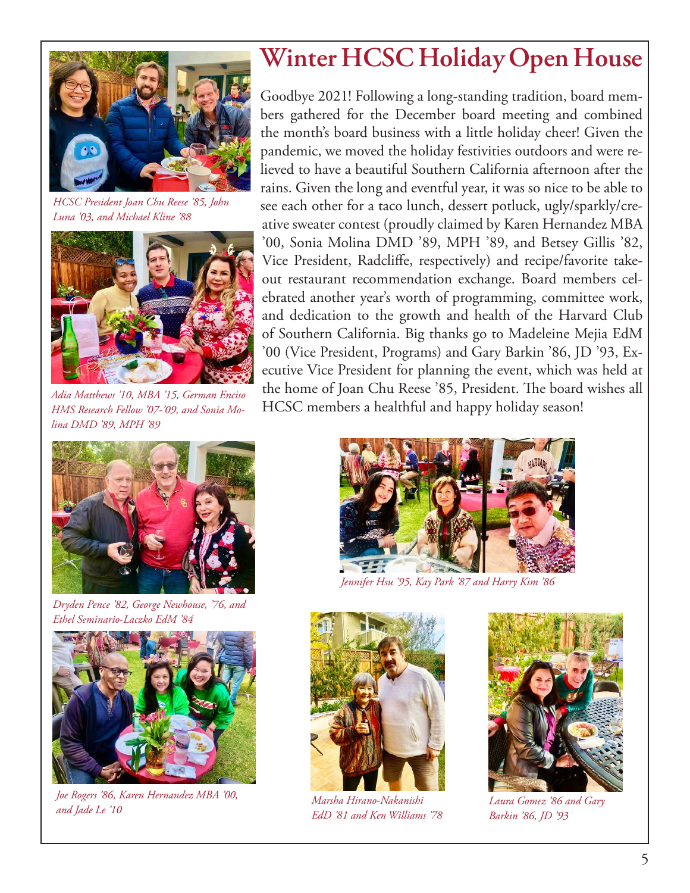# Winter HCSC Holiday Open House

Goodbye 2021! Following a long-standing tradition, board members gathered for the December board meeting and combined the month's board business with a little holiday cheer! Given the pandemic, we moved the holiday festivities outdoors and were relieved to have a beautiful Southern California afternoon after the rains. Given the long and eventful year, it was so nice to be able to see each other for a taco lunch, dessert potluck, ugly/sparkly/creative sweater contest (proudly claimed by Karen Hernandez MBA '00, Sonia Molina DMD '89, MPH '89, and Betsey Gillis '82, Vice President, Radcliffe, respectively) and recipe/favorite takeout restaurant recommendation exchange. Board members celebrated another year's worth of programming, committee work, and dedication to the growth and health of the Harvard Club of Southern California. Big thanks go to Madeleine Mejia EdM '00 (Vice President, Programs) and Gary Barkin '86, JD '93, Executive Vice President for planning the event, which was held at the home of Joan Chu Reese '85, President. The board wishes all HCSC members a healthful and happy holiday season!

*HCSC President Joan Chu Reese '85, John Luna '03, and Michael Kline '88*

*Adia Matthews '10, MBA '15, German Enciso HMS Research Fellow '07-'09, and Sonia Molina DMD '89, MPH '89*

*Dryden Pence '82, George Newhouse, '76, and Ethel Seminario-Laczko EdM '84*

*Joe Rogers '86, Karen Hernandez MBA '00, and Jade Le '10*

*Jennifer Hsu '95, Kay Park '87 and Harry Kim '86*

*Marsha Hirano-Nakanishi EdD '81 and Ken Williams '78*

*Laura Gomez '86 and Gary Barkin '86, JD '93*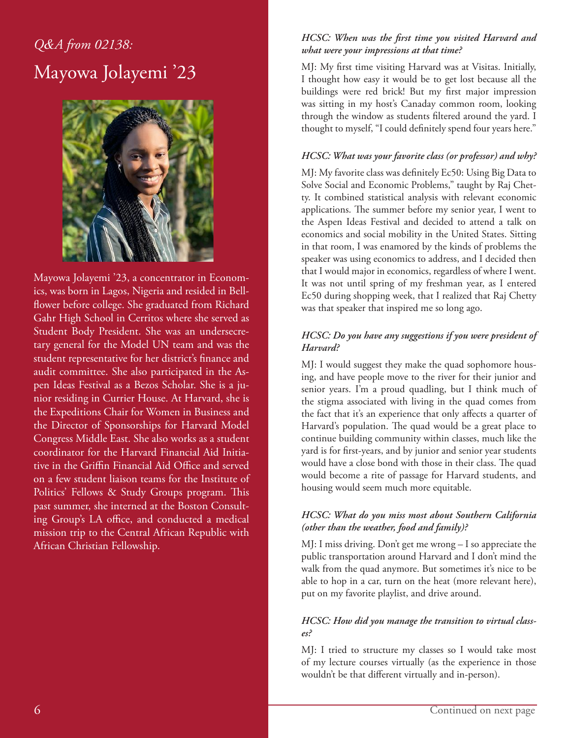*Q&A from 02138:*

# Mayowa Jolayemi '23

Mayowa Jolayemi '23, a concentrator in Economics, was born in Lagos, Nigeria and resided in Bellflower before college. She graduated from Richard Gahr High School in Cerritos where she served as Student Body President. She was an undersecretary general for the Model UN team and was the student representative for her district's finance and audit committee. She also participated in the Aspen Ideas Festival as a Bezos Scholar. She is a junior residing in Currier House. At Harvard, she is the Expeditions Chair for Women in Business and the Director of Sponsorships for Harvard Model Congress Middle East. She also works as a student coordinator for the Harvard Financial Aid Initiative in the Griffin Financial Aid Office and served on a few student liaison teams for the Institute of Politics' Fellows & Study Groups program. This past summer, she interned at the Boston Consulting Group's LA office, and conducted a medical mission trip to the Central African Republic with African Christian Fellowship.

***HCSC: When was the first time you visited Harvard and what were your impressions at that time?***

MJ: My first time visiting Harvard was at Visitas. Initially, I thought how easy it would be to get lost because all the buildings were red brick! But my first major impression was sitting in my host's Canaday common room, looking through the window as students filtered around the yard. I thought to myself, "I could definitely spend four years here."

***HCSC: What was your favorite class (or professor) and why?***

MJ: My favorite class was definitely Ec50: Using Big Data to Solve Social and Economic Problems," taught by Raj Chetty. It combined statistical analysis with relevant economic applications. The summer before my senior year, I went to the Aspen Ideas Festival and decided to attend a talk on economics and social mobility in the United States. Sitting in that room, I was enamored by the kinds of problems the speaker was using economics to address, and I decided then that I would major in economics, regardless of where I went. It was not until spring of my freshman year, as I entered Ec50 during shopping week, that I realized that Raj Chetty was that speaker that inspired me so long ago.

***HCSC: Do you have any suggestions if you were president of Harvard?***

MJ: I would suggest they make the quad sophomore housing, and have people move to the river for their junior and senior years. I'm a proud quadling, but I think much of the stigma associated with living in the quad comes from the fact that it's an experience that only affects a quarter of Harvard's population. The quad would be a great place to continue building community within classes, much like the yard is for first-years, and by junior and senior year students would have a close bond with those in their class. The quad would become a rite of passage for Harvard students, and housing would seem much more equitable.

***HCSC: What do you miss most about Southern California (other than the weather, food and family)?***

MJ: I miss driving. Don't get me wrong – I so appreciate the public transportation around Harvard and I don't mind the walk from the quad anymore. But sometimes it's nice to be able to hop in a car, turn on the heat (more relevant here), put on my favorite playlist, and drive around.

***HCSC: How did you manage the transition to virtual classes?***

MJ: I tried to structure my classes so I would take most of my lecture courses virtually (as the experience in those wouldn't be that different virtually and in-person).

Continued on next page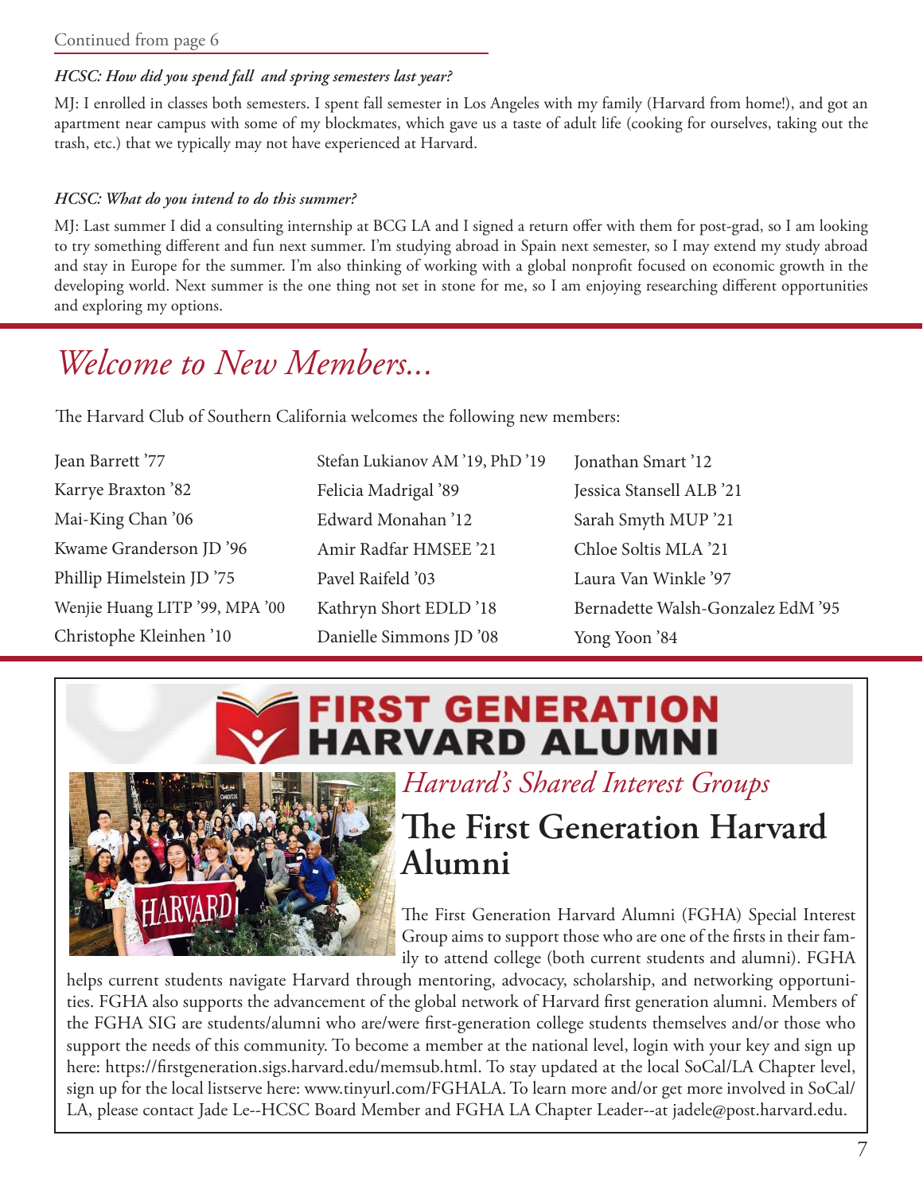Continued from page 6

***HCSC: How did you spend fall and spring semesters last year?***

MJ: I enrolled in classes both semesters. I spent fall semester in Los Angeles with my family (Harvard from home!), and got an apartment near campus with some of my blockmates, which gave us a taste of adult life (cooking for ourselves, taking out the trash, etc.) that we typically may not have experienced at Harvard.

***HCSC: What do you intend to do this summer?***

MJ: Last summer I did a consulting internship at BCG LA and I signed a return offer with them for post-grad, so I am looking to try something different and fun next summer. I'm studying abroad in Spain next semester, so I may extend my study abroad and stay in Europe for the summer. I'm also thinking of working with a global nonprofit focused on economic growth in the developing world. Next summer is the one thing not set in stone for me, so I am enjoying researching different opportunities and exploring my options.

# *Welcome to New Members...*

The Harvard Club of Southern California welcomes the following new members:

Jean Barrett '77
Karrye Braxton '82
Mai-King Chan '06
Kwame Granderson JD '96
Phillip Himelstein JD '75
Wenjie Huang LITP '99, MPA '00
Christophe Kleinhen '10
Stefan Lukianov AM '19, PhD '19
Felicia Madrigal '89
Edward Monahan '12
Amir Radfar HMSEE '21
Pavel Raifeld '03
Kathryn Short EDLD '18
Danielle Simmons JD '08
Jonathan Smart '12
Jessica Stansell ALB '21
Sarah Smyth MUP '21
Chloe Soltis MLA '21
Laura Van Winkle '97
Bernadette Walsh-Gonzalez EdM '95
Yong Yoon '84

**FIRST GENERATION HARVARD ALUMNI**

## *Harvard's Shared Interest Groups*

## The First Generation Harvard Alumni

The First Generation Harvard Alumni (FGHA) Special Interest Group aims to support those who are one of the firsts in their family to attend college (both current students and alumni). FGHA helps current students navigate Harvard through mentoring, advocacy, scholarship, and networking opportunities. FGHA also supports the advancement of the global network of Harvard first generation alumni. Members of the FGHA SIG are students/alumni who are/were first-generation college students themselves and/or those who support the needs of this community. To become a member at the national level, login with your key and sign up here: https://firstgeneration.sigs.harvard.edu/memsub.html. To stay updated at the local SoCal/LA Chapter level, sign up for the local listserve here: www.tinyurl.com/FGHALA. To learn more and/or get more involved in SoCal/LA, please contact Jade Le--HCSC Board Member and FGHA LA Chapter Leader--at jadele@post.harvard.edu.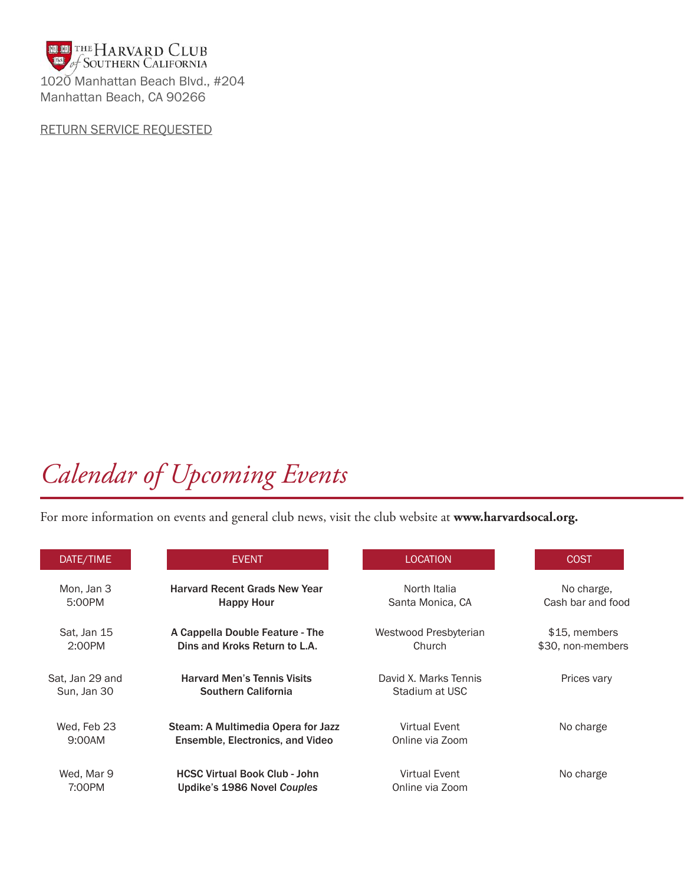THE HARVARD CLUB of SOUTHERN CALIFORNIA
1020 Manhattan Beach Blvd., #204
Manhattan Beach, CA 90266

RETURN SERVICE REQUESTED

# *Calendar of Upcoming Events*

For more information on events and general club news, visit the club website at **www.harvardsocal.org.**

| DATE/TIME | EVENT | LOCATION | COST |
|---|---|---|---|
| Mon, Jan 3 5:00PM | **Harvard Recent Grads New Year Happy Hour** | North Italia Santa Monica, CA | No charge, Cash bar and food |
| Sat, Jan 15 2:00PM | **A Cappella Double Feature - The Dins and Kroks Return to L.A.** | Westwood Presbyterian Church | $15, members $30, non-members |
| Sat, Jan 29 and Sun, Jan 30 | **Harvard Men's Tennis Visits Southern California** | David X. Marks Tennis Stadium at USC | Prices vary |
| Wed, Feb 23 9:00AM | **Steam: A Multimedia Opera for Jazz Ensemble, Electronics, and Video** | Virtual Event Online via Zoom | No charge |
| Wed, Mar 9 7:00PM | **HCSC Virtual Book Club - John Updike's 1986 Novel *Couples*** | Virtual Event Online via Zoom | No charge |